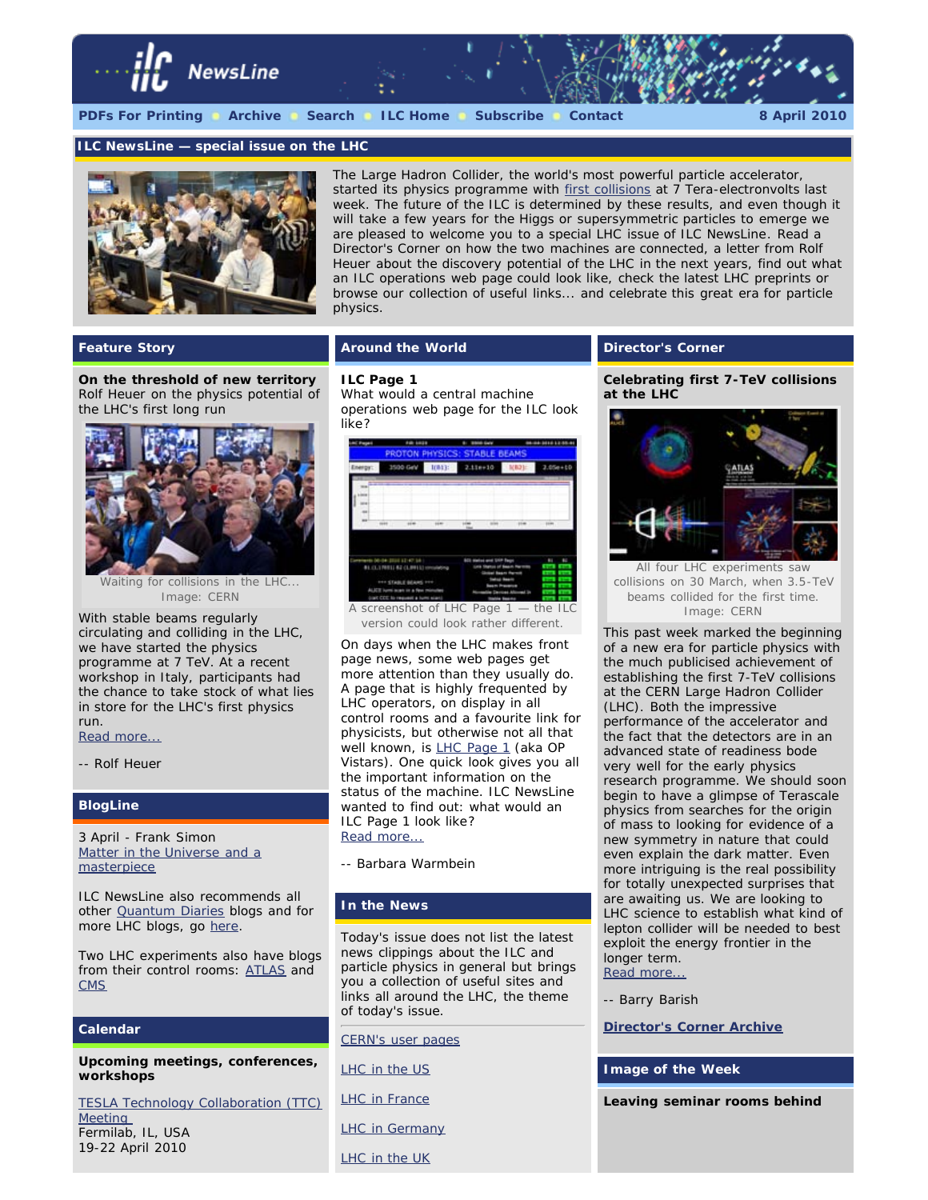# ILC NewsLine

PDFs For Printing • Archive • Search • ILC Home • Subscribe • Contact — 8 April 2010

## ILC NewsLine — special issue on the LHC

The Large Hadron Collider, the world's most powerful particle accelerator, started its physics programme with first collisions at 7 Tera-electronvolts last week. The future of the ILC is determined by these results, and even though it will take a few years for the Higgs or supersymmetric particles to emerge we are pleased to welcome you to a special LHC issue of ILC NewsLine. Read a Director's Corner on how the two machines are connected, a letter from Rolf Heuer about the discovery potential of the LHC in the next years, find out what an ILC operations web page could look like, check the latest LHC preprints or browse our collection of useful links... and celebrate this great era for particle physics.

## Feature Story

**On the threshold of new territory**
Rolf Heuer on the physics potential of the LHC's first long run

Waiting for collisions in the LHC... Image: CERN

With stable beams regularly circulating and colliding in the LHC, we have started the physics programme at 7 TeV. At a recent workshop in Italy, participants had the chance to take stock of what lies in store for the LHC's first physics run.
Read more...

-- Rolf Heuer

## BlogLine

3 April - Frank Simon
Matter in the Universe and a masterpiece

ILC NewsLine also recommends all other Quantum Diaries blogs and for more LHC blogs, go here.

Two LHC experiments also have blogs from their control rooms: ATLAS and CMS

## Calendar

**Upcoming meetings, conferences, workshops**

TESLA Technology Collaboration (TTC) Meeting
Fermilab, IL, USA
19-22 April 2010

## Around the World

**ILC Page 1**
What would a central machine operations web page for the ILC look like?

A screenshot of LHC Page 1 — the ILC version could look rather different.

On days when the LHC makes front page news, some web pages get more attention than they usually do. A page that is highly frequented by LHC operators, on display in all control rooms and a favourite link for physicists, but otherwise not all that well known, is LHC Page 1 (aka OP Vistars). One quick look gives you all the important information on the status of the machine. ILC NewsLine wanted to find out: what would an ILC Page 1 look like?
Read more...

-- Barbara Warmbein

## In the News

Today's issue does not list the latest news clippings about the ILC and particle physics in general but brings you a collection of useful sites and links all around the LHC, the theme of today's issue.

CERN's user pages

LHC in the US

LHC in France

LHC in Germany

LHC in the UK

## Director's Corner

**Celebrating first 7-TeV collisions at the LHC**

All four LHC experiments saw collisions on 30 March, when 3.5-TeV beams collided for the first time. Image: CERN

This past week marked the beginning of a new era for particle physics with the much publicised achievement of establishing the first 7-TeV collisions at the CERN Large Hadron Collider (LHC). Both the impressive performance of the accelerator and the fact that the detectors are in an advanced state of readiness bode very well for the early physics research programme. We should soon begin to have a glimpse of Terascale physics from searches for the origin of mass to looking for evidence of a new symmetry in nature that could even explain the dark matter. Even more intriguing is the real possibility for totally unexpected surprises that are awaiting us. We are looking to LHC science to establish what kind of lepton collider will be needed to best exploit the energy frontier in the longer term.
Read more...

-- Barry Barish

**Director's Corner Archive**

## Image of the Week

**Leaving seminar rooms behind**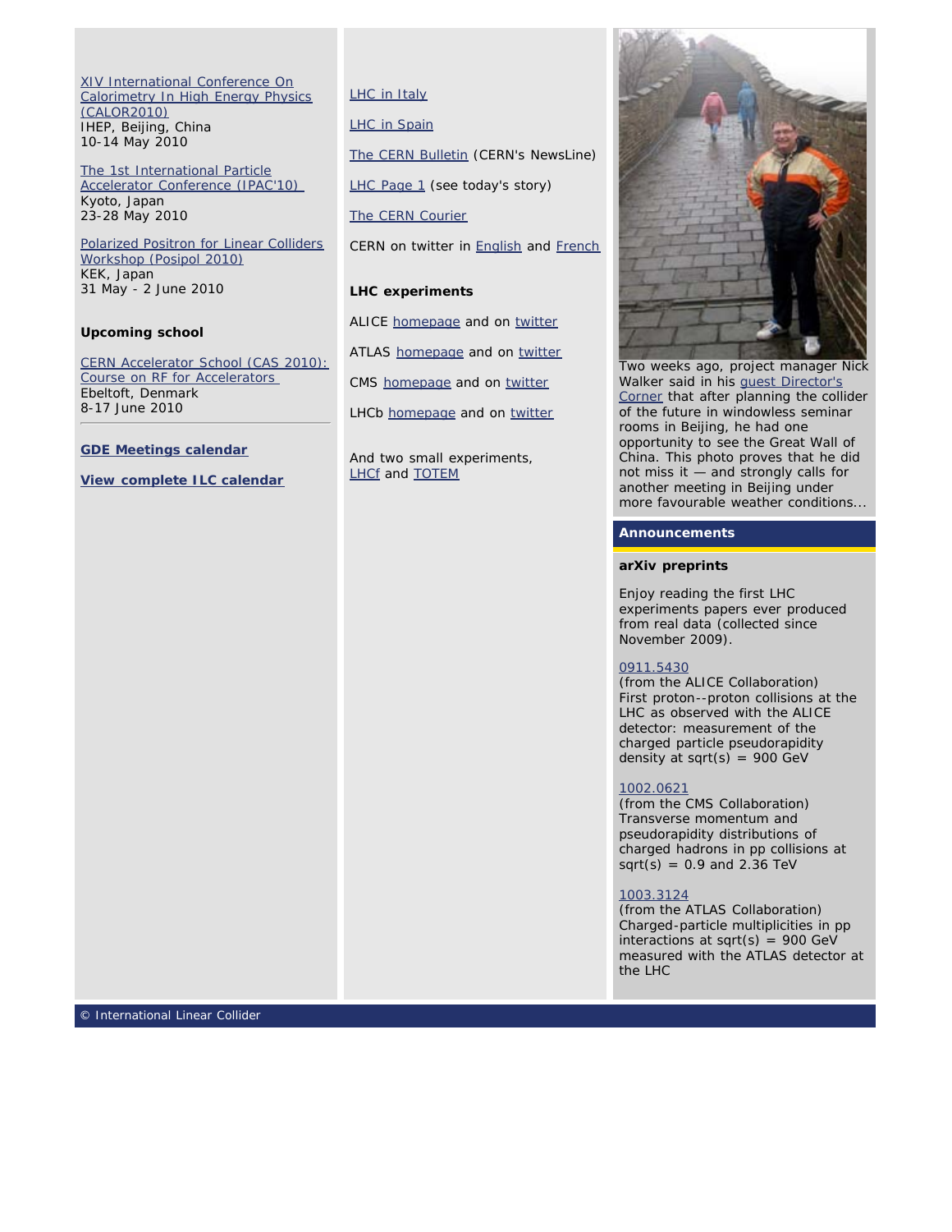[XIV International Conference On Calorimetry In High Energy Physics (CALOR2010)]
IHEP, Beijing, China
10-14 May 2010

[The 1st International Particle Accelerator Conference (IPAC'10)]
Kyoto, Japan
23-28 May 2010

[Polarized Positron for Linear Colliders Workshop (Posipol 2010)]
KEK, Japan
31 May - 2 June 2010

**Upcoming school**

[CERN Accelerator School (CAS 2010): Course on RF for Accelerators]
Ebeltoft, Denmark
8-17 June 2010

---

**GDE Meetings calendar**

**View complete ILC calendar**

LHC in Italy

LHC in Spain

The CERN Bulletin (CERN's NewsLine)

LHC Page 1 (see today's story)

The CERN Courier

CERN on twitter in English and French

**LHC experiments**

ALICE homepage and on twitter

ATLAS homepage and on twitter

CMS homepage and on twitter

LHCb homepage and on twitter

And two small experiments, LHCf and TOTEM

Two weeks ago, project manager Nick Walker said in his guest Director's Corner that after planning the collider of the future in windowless seminar rooms in Beijing, he had one opportunity to see the Great Wall of China. This photo proves that he did not miss it — and strongly calls for another meeting in Beijing under more favourable weather conditions...

## Announcements

**arXiv preprints**

Enjoy reading the first LHC experiments papers ever produced from real data (collected since November 2009).

0911.5430
(from the ALICE Collaboration)
First proton--proton collisions at the LHC as observed with the ALICE detector: measurement of the charged particle pseudorapidity density at sqrt(s) = 900 GeV

1002.0621
(from the CMS Collaboration)
Transverse momentum and pseudorapidity distributions of charged hadrons in pp collisions at sqrt(s) = 0.9 and 2.36 TeV

1003.3124
(from the ATLAS Collaboration)
Charged-particle multiplicities in pp interactions at sqrt(s) = 900 GeV measured with the ATLAS detector at the LHC

© International Linear Collider